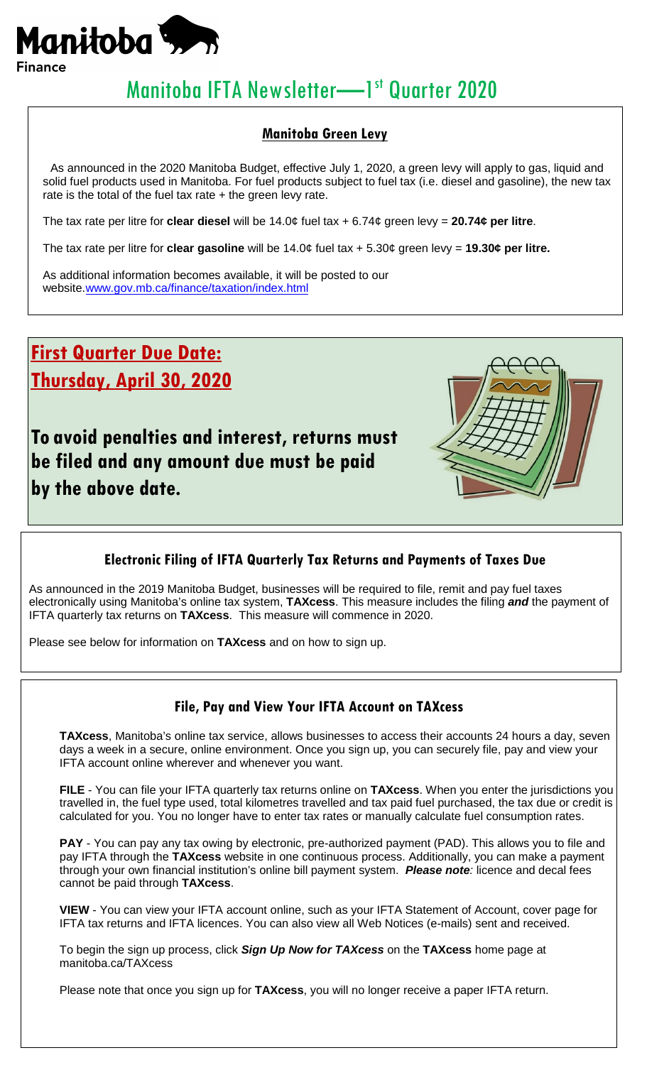Manitoba

Finance

# Manitoba IFTA Newsletter—1st Quarter 2020

## Manitoba Green Levy

As announced in the 2020 Manitoba Budget, effective July 1, 2020, a green levy will apply to gas, liquid and solid fuel products used in Manitoba. For fuel products subject to fuel tax (i.e. diesel and gasoline), the new tax rate is the total of the fuel tax rate + the green levy rate.

The tax rate per litre for **clear diesel** will be 14.0¢ fuel tax + 6.74¢ green levy = **20.74¢ per litre**.

The tax rate per litre for **clear gasoline** will be 14.0¢ fuel tax + 5.30¢ green levy = **19.30¢ per litre.**

As additional information becomes available, it will be posted to our website.www.gov.mb.ca/finance/taxation/index.html

## First Quarter Due Date:
## Thursday, April 30, 2020

**To avoid penalties and interest, returns must be filed and any amount due must be paid by the above date.**

## Electronic Filing of IFTA Quarterly Tax Returns and Payments of Taxes Due

As announced in the 2019 Manitoba Budget, businesses will be required to file, remit and pay fuel taxes electronically using Manitoba's online tax system, **TAXcess**. This measure includes the filing ***and*** the payment of IFTA quarterly tax returns on **TAXcess**. This measure will commence in 2020.

Please see below for information on **TAXcess** and on how to sign up.

## File, Pay and View Your IFTA Account on TAXcess

**TAXcess**, Manitoba's online tax service, allows businesses to access their accounts 24 hours a day, seven days a week in a secure, online environment. Once you sign up, you can securely file, pay and view your IFTA account online wherever and whenever you want.

**FILE** - You can file your IFTA quarterly tax returns online on **TAXcess**. When you enter the jurisdictions you travelled in, the fuel type used, total kilometres travelled and tax paid fuel purchased, the tax due or credit is calculated for you. You no longer have to enter tax rates or manually calculate fuel consumption rates.

**PAY** - You can pay any tax owing by electronic, pre-authorized payment (PAD). This allows you to file and pay IFTA through the **TAXcess** website in one continuous process. Additionally, you can make a payment through your own financial institution's online bill payment system. ***Please note:*** licence and decal fees cannot be paid through **TAXcess**.

**VIEW** - You can view your IFTA account online, such as your IFTA Statement of Account, cover page for IFTA tax returns and IFTA licences. You can also view all Web Notices (e-mails) sent and received.

To begin the sign up process, click ***Sign Up Now for TAXcess*** on the **TAXcess** home page at manitoba.ca/TAXcess

Please note that once you sign up for **TAXcess**, you will no longer receive a paper IFTA return.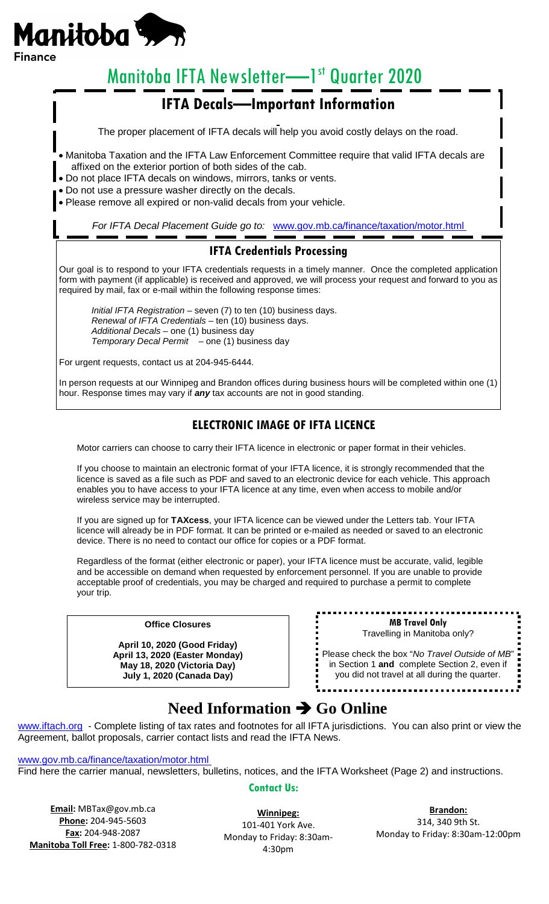Manitoba

Finance

# Manitoba IFTA Newsletter—1st Quarter 2020

## IFTA Decals—Important Information

The proper placement of IFTA decals will help you avoid costly delays on the road.

- Manitoba Taxation and the IFTA Law Enforcement Committee require that valid IFTA decals are affixed on the exterior portion of both sides of the cab.
- Do not place IFTA decals on windows, mirrors, tanks or vents.
- Do not use a pressure washer directly on the decals.
- Please remove all expired or non-valid decals from your vehicle.

*For IFTA Decal Placement Guide go to:* www.gov.mb.ca/finance/taxation/motor.html

## IFTA Credentials Processing

Our goal is to respond to your IFTA credentials requests in a timely manner. Once the completed application form with payment (if applicable) is received and approved, we will process your request and forward to you as required by mail, fax or e-mail within the following response times:

*Initial IFTA Registration* – seven (7) to ten (10) business days.
*Renewal of IFTA Credentials* – ten (10) business days.
*Additional Decals* – one (1) business day
*Temporary Decal Permit* – one (1) business day

For urgent requests, contact us at 204-945-6444.

In person requests at our Winnipeg and Brandon offices during business hours will be completed within one (1) hour. Response times may vary if ***any*** tax accounts are not in good standing.

## ELECTRONIC IMAGE OF IFTA LICENCE

Motor carriers can choose to carry their IFTA licence in electronic or paper format in their vehicles.

If you choose to maintain an electronic format of your IFTA licence, it is strongly recommended that the licence is saved as a file such as PDF and saved to an electronic device for each vehicle. This approach enables you to have access to your IFTA licence at any time, even when access to mobile and/or wireless service may be interrupted.

If you are signed up for **TAXcess**, your IFTA licence can be viewed under the Letters tab. Your IFTA licence will already be in PDF format. It can be printed or e-mailed as needed or saved to an electronic device. There is no need to contact our office for copies or a PDF format.

Regardless of the format (either electronic or paper), your IFTA licence must be accurate, valid, legible and be accessible on demand when requested by enforcement personnel. If you are unable to provide acceptable proof of credentials, you may be charged and required to purchase a permit to complete your trip.

**Office Closures**

**April 10, 2020 (Good Friday)**
**April 13, 2020 (Easter Monday)**
**May 18, 2020 (Victoria Day)**
**July 1, 2020 (Canada Day)**

**MB Travel Only**
Travelling in Manitoba only?

Please check the box "*No Travel Outside of MB*" in Section 1 **and** complete Section 2, even if you did not travel at all during the quarter.

# Need Information ➔ Go Online

www.iftach.org - Complete listing of tax rates and footnotes for all IFTA jurisdictions. You can also print or view the Agreement, ballot proposals, carrier contact lists and read the IFTA News.

www.gov.mb.ca/finance/taxation/motor.html
Find here the carrier manual, newsletters, bulletins, notices, and the IFTA Worksheet (Page 2) and instructions.

### Contact Us:

**Email:** MBTax@gov.mb.ca
**Phone:** 204-945-5603
**Fax:** 204-948-2087
**Manitoba Toll Free:** 1-800-782-0318

**Winnipeg:**
101-401 York Ave.
Monday to Friday: 8:30am-4:30pm

**Brandon:**
314, 340 9th St.
Monday to Friday: 8:30am-12:00pm